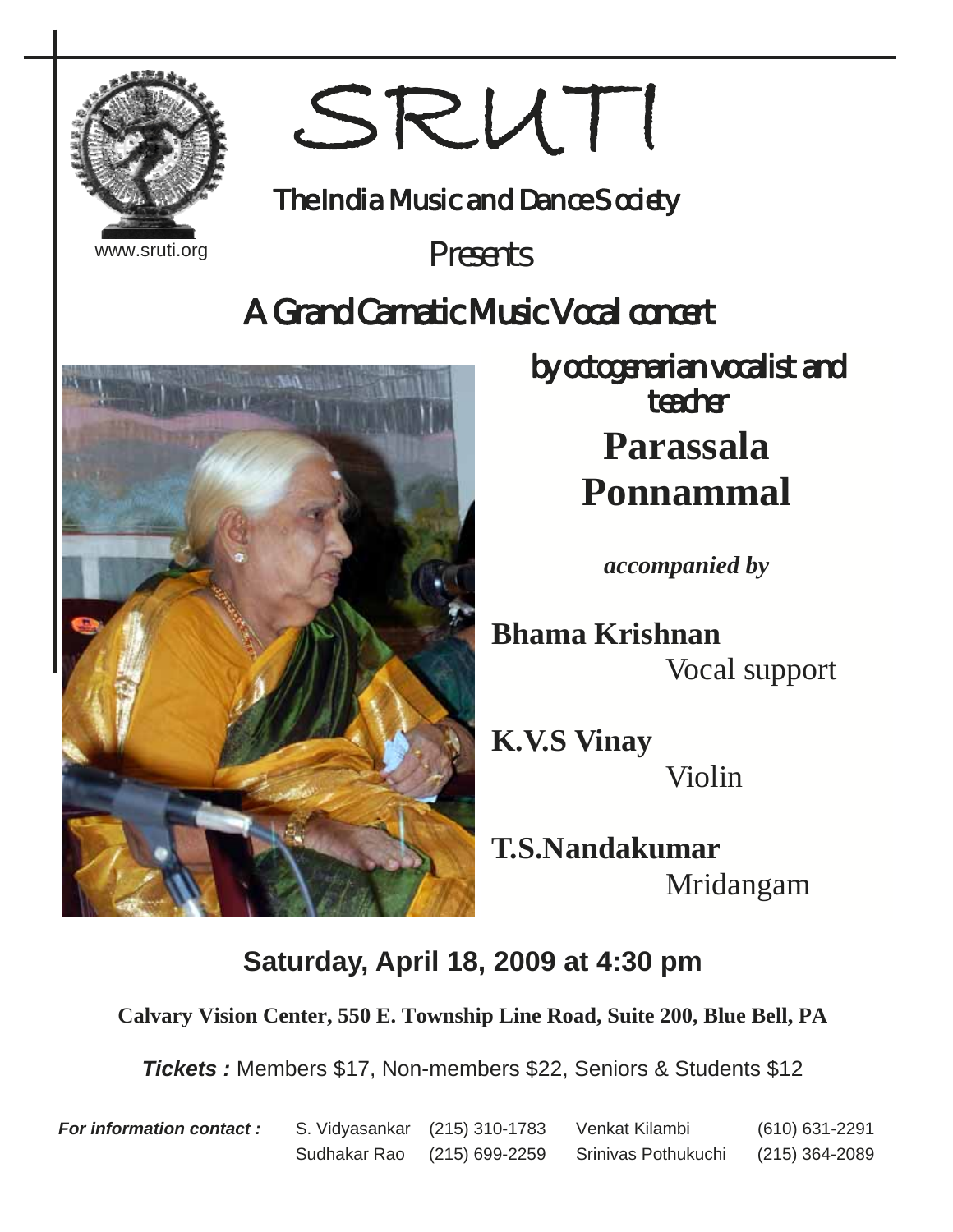# SRUTI

## The India Music and Dance Society

www.sruti.org

Presents

## A Grand Carnatic Music Vocal concert

by octogenarian vocalist and teacher

# Parassala Ponnammal

*accompanied by*

**Bhama Krishnan**
Vocal support

**K.V.S Vinay**
Violin

**T.S.Nandakumar**
Mridangam

**Saturday, April 18, 2009 at 4:30 pm**

**Calvary Vision Center, 550 E. Township Line Road, Suite 200, Blue Bell, PA**

***Tickets :*** Members $17, Non-members $22, Seniors & Students $12

***For information contact :***

| | | | |
|---|---|---|---|
| S. Vidyasankar | (215) 310-1783 | Venkat Kilambi | (610) 631-2291 |
| Sudhakar Rao | (215) 699-2259 | Srinivas Pothukuchi | (215) 364-2089 |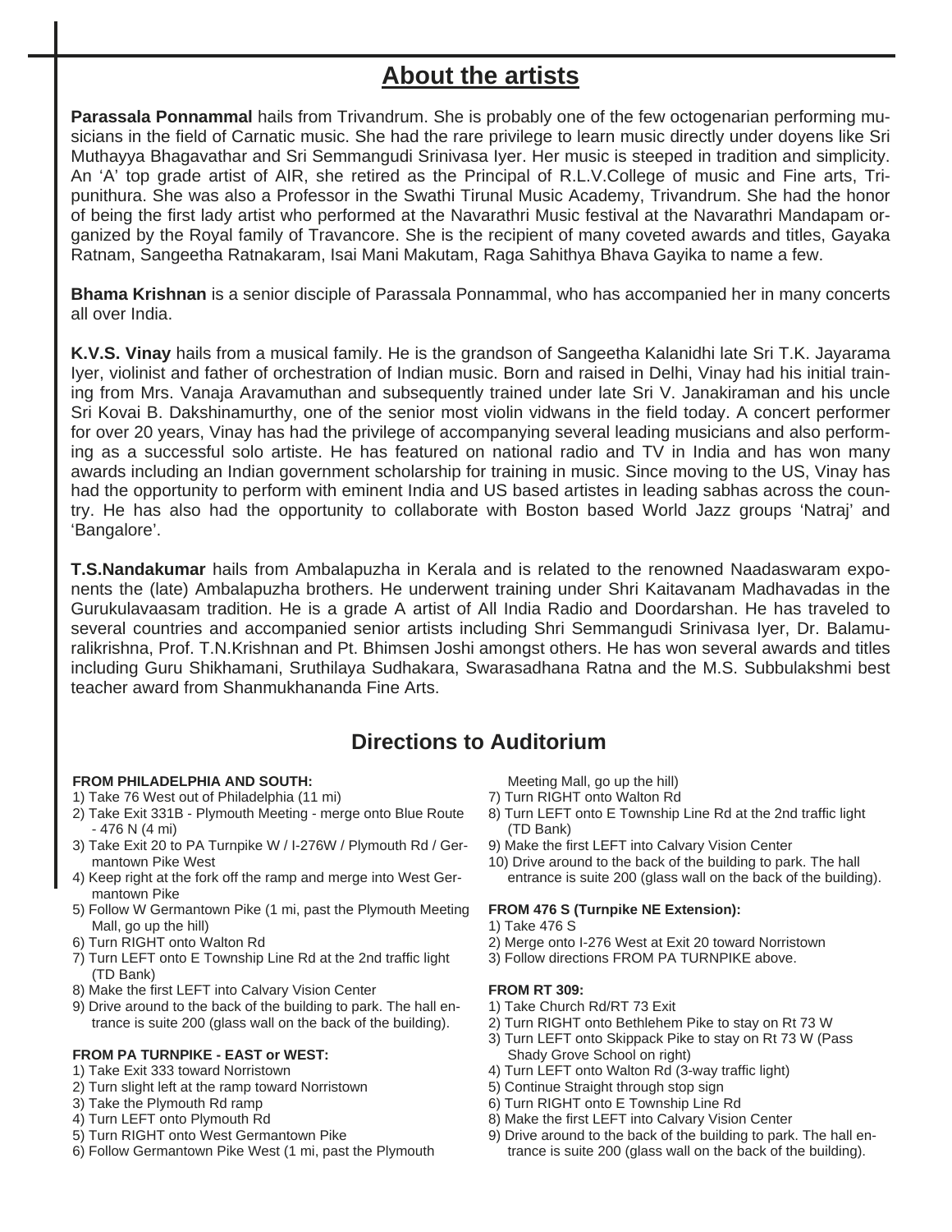## About the artists

**Parassala Ponnammal** hails from Trivandrum. She is probably one of the few octogenarian performing musicians in the field of Carnatic music. She had the rare privilege to learn music directly under doyens like Sri Muthayya Bhagavathar and Sri Semmangudi Srinivasa Iyer. Her music is steeped in tradition and simplicity. An 'A' top grade artist of AIR, she retired as the Principal of R.L.V.College of music and Fine arts, Tripunithura. She was also a Professor in the Swathi Tirunal Music Academy, Trivandrum. She had the honor of being the first lady artist who performed at the Navarathri Music festival at the Navarathri Mandapam organized by the Royal family of Travancore. She is the recipient of many coveted awards and titles, Gayaka Ratnam, Sangeetha Ratnakaram, Isai Mani Makutam, Raga Sahithya Bhava Gayika to name a few.

**Bhama Krishnan** is a senior disciple of Parassala Ponnammal, who has accompanied her in many concerts all over India.

**K.V.S. Vinay** hails from a musical family. He is the grandson of Sangeetha Kalanidhi late Sri T.K. Jayarama Iyer, violinist and father of orchestration of Indian music. Born and raised in Delhi, Vinay had his initial training from Mrs. Vanaja Aravamuthan and subsequently trained under late Sri V. Janakiraman and his uncle Sri Kovai B. Dakshinamurthy, one of the senior most violin vidwans in the field today. A concert performer for over 20 years, Vinay has had the privilege of accompanying several leading musicians and also performing as a successful solo artiste. He has featured on national radio and TV in India and has won many awards including an Indian government scholarship for training in music. Since moving to the US, Vinay has had the opportunity to perform with eminent India and US based artistes in leading sabhas across the country. He has also had the opportunity to collaborate with Boston based World Jazz groups 'Natraj' and 'Bangalore'.

**T.S.Nandakumar** hails from Ambalapuzha in Kerala and is related to the renowned Naadaswaram exponents the (late) Ambalapuzha brothers. He underwent training under Shri Kaitavanam Madhavadas in the Gurukulavaasam tradition. He is a grade A artist of All India Radio and Doordarshan. He has traveled to several countries and accompanied senior artists including Shri Semmangudi Srinivasa Iyer, Dr. Balamuralikrishna, Prof. T.N.Krishnan and Pt. Bhimsen Joshi amongst others. He has won several awards and titles including Guru Shikhamani, Sruthilaya Sudhakara, Swarasadhana Ratna and the M.S. Subbulakshmi best teacher award from Shanmukhananda Fine Arts.

## Directions to Auditorium

**FROM PHILADELPHIA AND SOUTH:**

1) Take 76 West out of Philadelphia (11 mi)
2) Take Exit 331B - Plymouth Meeting - merge onto Blue Route - 476 N (4 mi)
3) Take Exit 20 to PA Turnpike W / I-276W / Plymouth Rd / Germantown Pike West
4) Keep right at the fork off the ramp and merge into West Germantown Pike
5) Follow W Germantown Pike (1 mi, past the Plymouth Meeting Mall, go up the hill)
6) Turn RIGHT onto Walton Rd
7) Turn LEFT onto E Township Line Rd at the 2nd traffic light (TD Bank)
8) Make the first LEFT into Calvary Vision Center
9) Drive around to the back of the building to park. The hall entrance is suite 200 (glass wall on the back of the building).

**FROM PA TURNPIKE - EAST or WEST:**

1) Take Exit 333 toward Norristown
2) Turn slight left at the ramp toward Norristown
3) Take the Plymouth Rd ramp
4) Turn LEFT onto Plymouth Rd
5) Turn RIGHT onto West Germantown Pike
6) Follow Germantown Pike West (1 mi, past the Plymouth Meeting Mall, go up the hill)
7) Turn RIGHT onto Walton Rd
8) Turn LEFT onto E Township Line Rd at the 2nd traffic light (TD Bank)
9) Make the first LEFT into Calvary Vision Center
10) Drive around to the back of the building to park. The hall entrance is suite 200 (glass wall on the back of the building).

**FROM 476 S (Turnpike NE Extension):**

1) Take 476 S
2) Merge onto I-276 West at Exit 20 toward Norristown
3) Follow directions FROM PA TURNPIKE above.

**FROM RT 309:**

1) Take Church Rd/RT 73 Exit
2) Turn RIGHT onto Bethlehem Pike to stay on Rt 73 W
3) Turn LEFT onto Skippack Pike to stay on Rt 73 W (Pass Shady Grove School on right)
4) Turn LEFT onto Walton Rd (3-way traffic light)
5) Continue Straight through stop sign
6) Turn RIGHT onto E Township Line Rd
8) Make the first LEFT into Calvary Vision Center
9) Drive around to the back of the building to park. The hall entrance is suite 200 (glass wall on the back of the building).